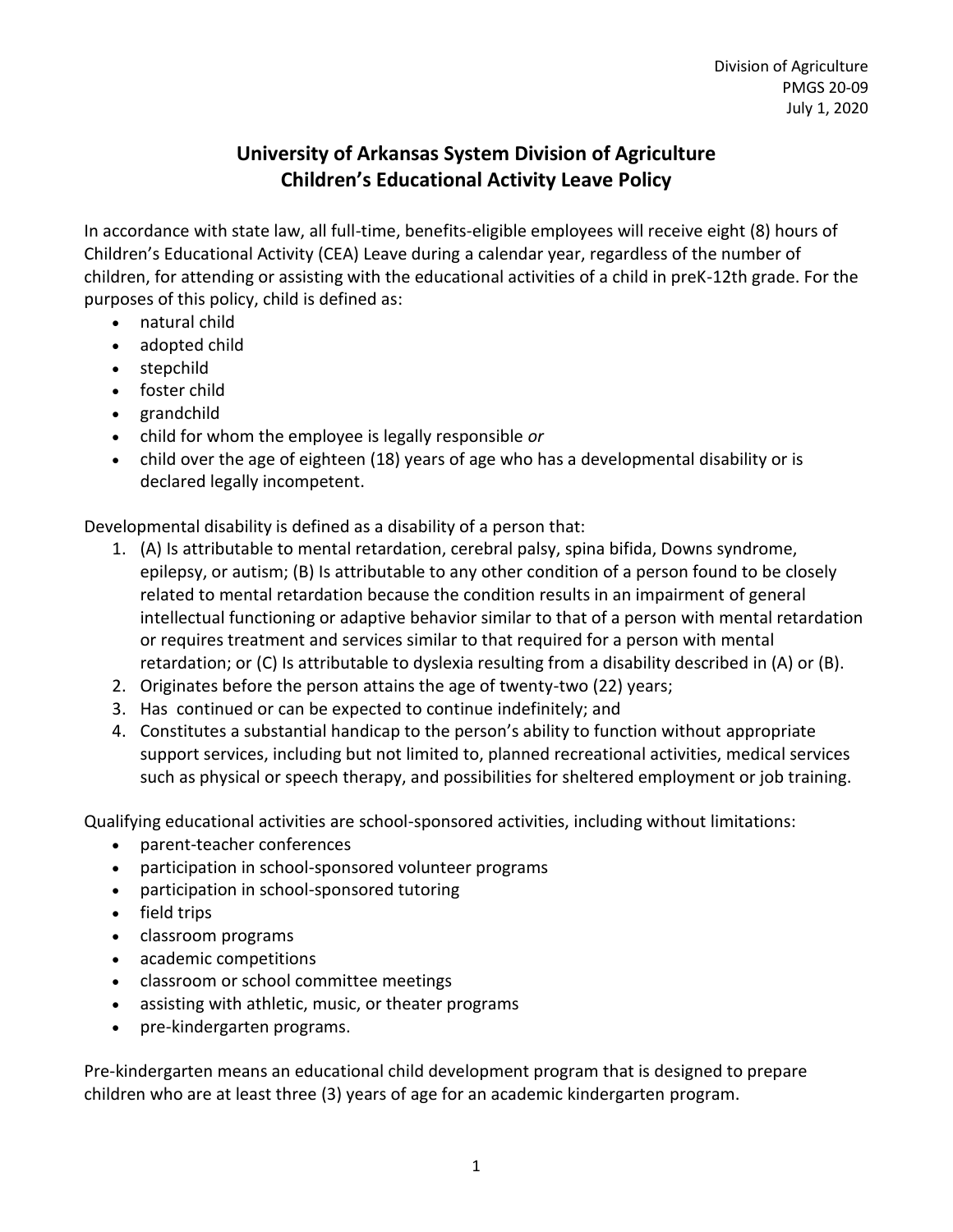Division of Agriculture
PMGS 20-09
July 1, 2020

# University of Arkansas System Division of Agriculture
# Children's Educational Activity Leave Policy

In accordance with state law, all full-time, benefits-eligible employees will receive eight (8) hours of Children's Educational Activity (CEA) Leave during a calendar year, regardless of the number of children, for attending or assisting with the educational activities of a child in preK-12th grade. For the purposes of this policy, child is defined as:

- natural child
- adopted child
- stepchild
- foster child
- grandchild
- child for whom the employee is legally responsible *or*
- child over the age of eighteen (18) years of age who has a developmental disability or is declared legally incompetent.

Developmental disability is defined as a disability of a person that:

1. (A) Is attributable to mental retardation, cerebral palsy, spina bifida, Downs syndrome, epilepsy, or autism; (B) Is attributable to any other condition of a person found to be closely related to mental retardation because the condition results in an impairment of general intellectual functioning or adaptive behavior similar to that of a person with mental retardation or requires treatment and services similar to that required for a person with mental retardation; or (C) Is attributable to dyslexia resulting from a disability described in (A) or (B).
2. Originates before the person attains the age of twenty-two (22) years;
3. Has continued or can be expected to continue indefinitely; and
4. Constitutes a substantial handicap to the person's ability to function without appropriate support services, including but not limited to, planned recreational activities, medical services such as physical or speech therapy, and possibilities for sheltered employment or job training.

Qualifying educational activities are school-sponsored activities, including without limitations:

- parent-teacher conferences
- participation in school-sponsored volunteer programs
- participation in school-sponsored tutoring
- field trips
- classroom programs
- academic competitions
- classroom or school committee meetings
- assisting with athletic, music, or theater programs
- pre-kindergarten programs.

Pre-kindergarten means an educational child development program that is designed to prepare children who are at least three (3) years of age for an academic kindergarten program.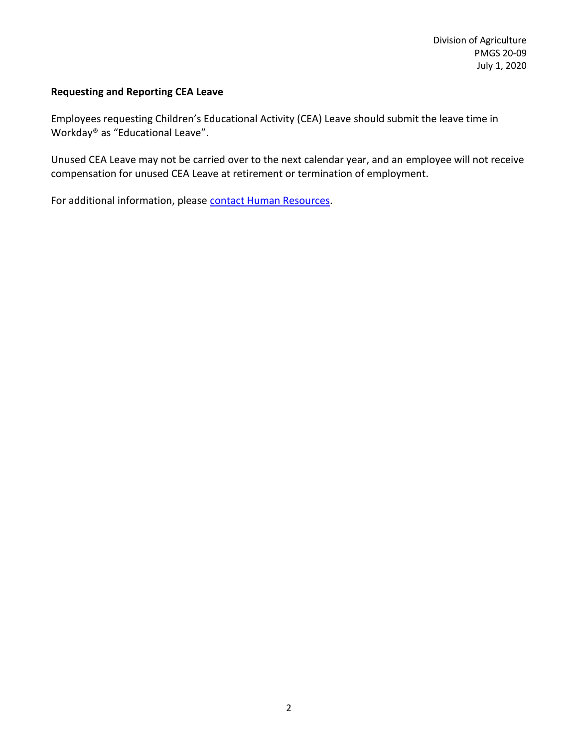### Requesting and Reporting CEA Leave

Employees requesting Children's Educational Activity (CEA) Leave should submit the leave time in Workday® as "Educational Leave".

Unused CEA Leave may not be carried over to the next calendar year, and an employee will not receive compensation for unused CEA Leave at retirement or termination of employment.

For additional information, please contact Human Resources.